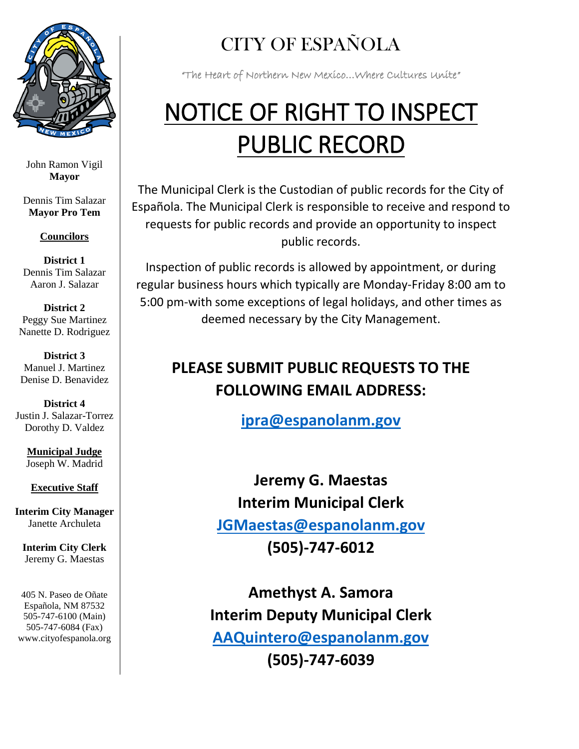John Ramon Vigil
**Mayor**

Dennis Tim Salazar
**Mayor Pro Tem**

**Councilors**

**District 1**
Dennis Tim Salazar
Aaron J. Salazar

**District 2**
Peggy Sue Martinez
Nanette D. Rodriguez

**District 3**
Manuel J. Martinez
Denise D. Benavidez

**District 4**
Justin J. Salazar-Torrez
Dorothy D. Valdez

**Municipal Judge**
Joseph W. Madrid

**Executive Staff**

**Interim City Manager**
Janette Archuleta

**Interim City Clerk**
Jeremy G. Maestas

405 N. Paseo de Oñate
Española, NM 87532
505-747-6100 (Main)
505-747-6084 (Fax)
www.cityofespanola.org

# CITY OF ESPAÑOLA

"The Heart of Northern New Mexico…Where Cultures Unite"

# NOTICE OF RIGHT TO INSPECT PUBLIC RECORD

The Municipal Clerk is the Custodian of public records for the City of Española. The Municipal Clerk is responsible to receive and respond to requests for public records and provide an opportunity to inspect public records.

Inspection of public records is allowed by appointment, or during regular business hours which typically are Monday-Friday 8:00 am to 5:00 pm-with some exceptions of legal holidays, and other times as deemed necessary by the City Management.

## PLEASE SUBMIT PUBLIC REQUESTS TO THE FOLLOWING EMAIL ADDRESS:

**ipra@espanolanm.gov**

**Jeremy G. Maestas**
**Interim Municipal Clerk**
**JGMaestas@espanolanm.gov**
**(505)-747-6012**

**Amethyst A. Samora**
**Interim Deputy Municipal Clerk**
**AAQuintero@espanolanm.gov**
**(505)-747-6039**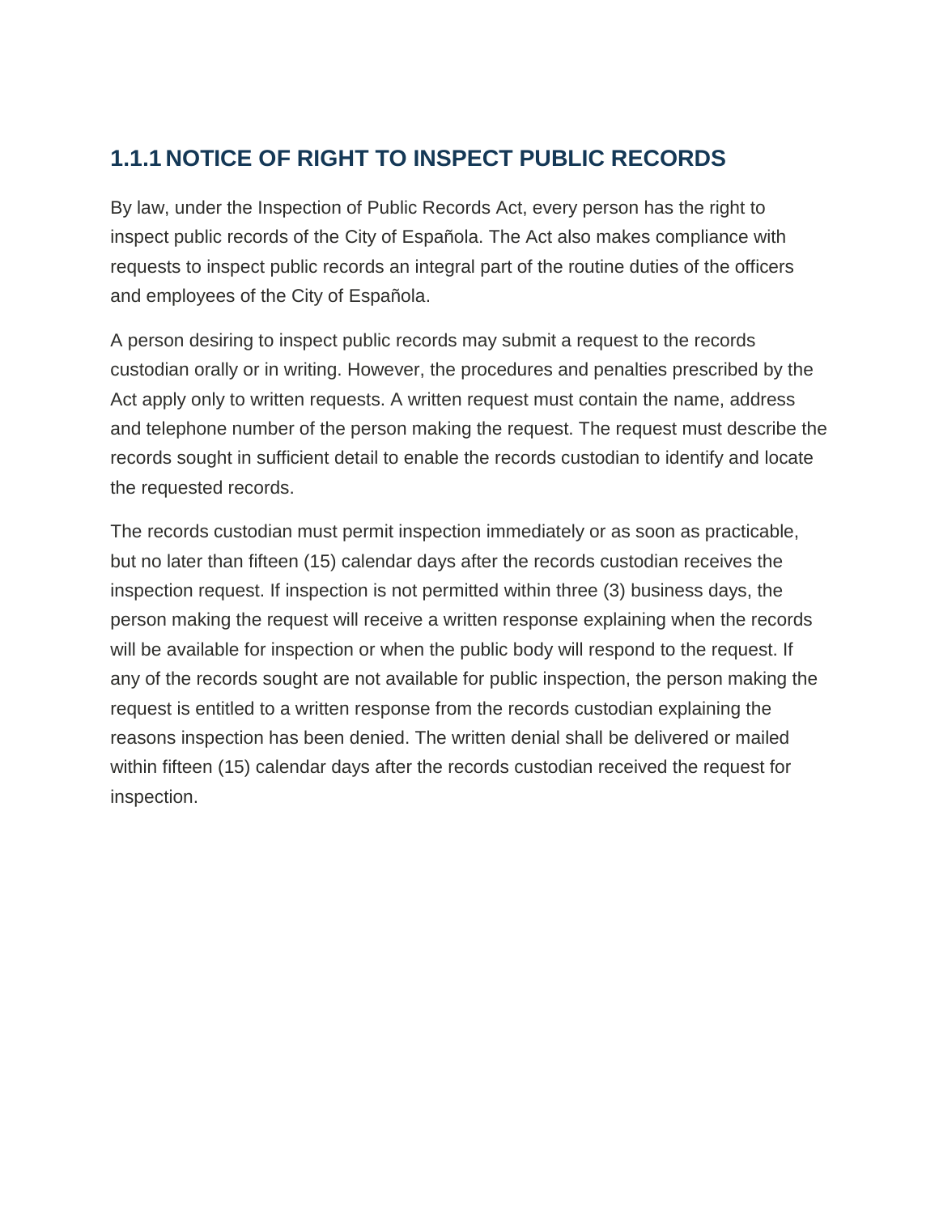### 1.1.1 NOTICE OF RIGHT TO INSPECT PUBLIC RECORDS

By law, under the Inspection of Public Records Act, every person has the right to inspect public records of the City of Española. The Act also makes compliance with requests to inspect public records an integral part of the routine duties of the officers and employees of the City of Española.

A person desiring to inspect public records may submit a request to the records custodian orally or in writing. However, the procedures and penalties prescribed by the Act apply only to written requests. A written request must contain the name, address and telephone number of the person making the request. The request must describe the records sought in sufficient detail to enable the records custodian to identify and locate the requested records.

The records custodian must permit inspection immediately or as soon as practicable, but no later than fifteen (15) calendar days after the records custodian receives the inspection request. If inspection is not permitted within three (3) business days, the person making the request will receive a written response explaining when the records will be available for inspection or when the public body will respond to the request. If any of the records sought are not available for public inspection, the person making the request is entitled to a written response from the records custodian explaining the reasons inspection has been denied. The written denial shall be delivered or mailed within fifteen (15) calendar days after the records custodian received the request for inspection.